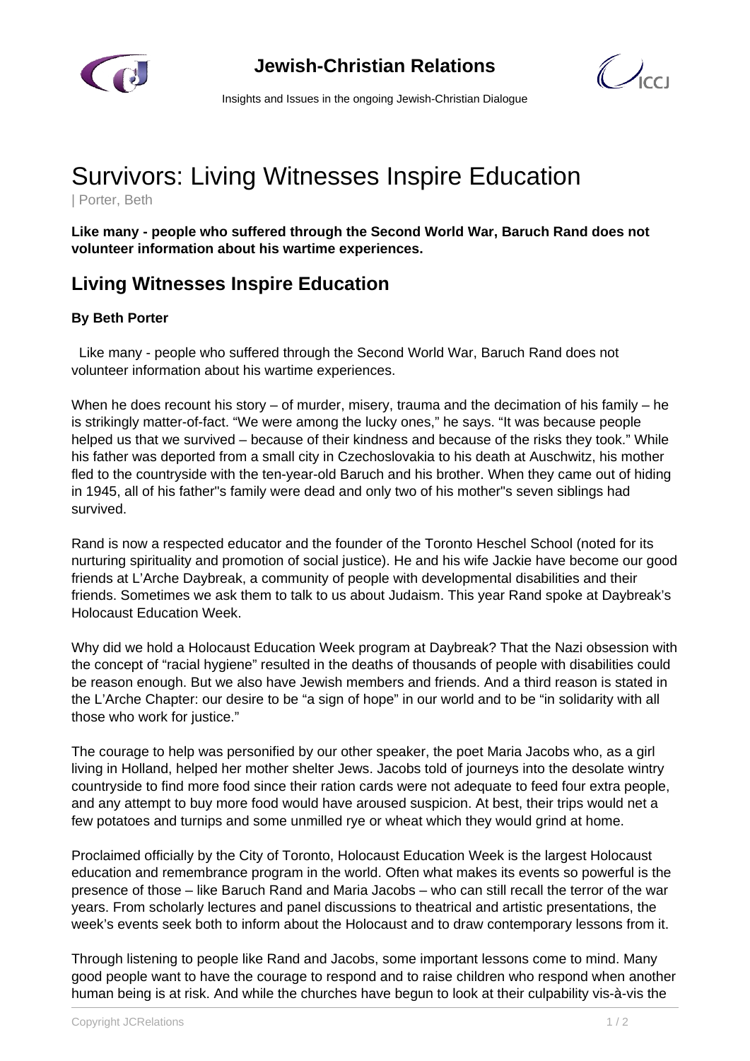# Survivors: Living Witnesses Inspire Education

| Porter, Beth

**Like many - people who suffered through the Second World War, Baruch Rand does not volunteer information about his wartime experiences.**

## Living Witnesses Inspire Education

**By Beth Porter**

Like many - people who suffered through the Second World War, Baruch Rand does not volunteer information about his wartime experiences.

When he does recount his story – of murder, misery, trauma and the decimation of his family – he is strikingly matter-of-fact. “We were among the lucky ones,” he says. “It was because people helped us that we survived – because of their kindness and because of the risks they took.” While his father was deported from a small city in Czechoslovakia to his death at Auschwitz, his mother fled to the countryside with the ten-year-old Baruch and his brother. When they came out of hiding in 1945, all of his father''s family were dead and only two of his mother''s seven siblings had survived.

Rand is now a respected educator and the founder of the Toronto Heschel School (noted for its nurturing spirituality and promotion of social justice). He and his wife Jackie have become our good friends at L’Arche Daybreak, a community of people with developmental disabilities and their friends. Sometimes we ask them to talk to us about Judaism. This year Rand spoke at Daybreak’s Holocaust Education Week.

Why did we hold a Holocaust Education Week program at Daybreak? That the Nazi obsession with the concept of “racial hygiene” resulted in the deaths of thousands of people with disabilities could be reason enough. But we also have Jewish members and friends. And a third reason is stated in the L’Arche Chapter: our desire to be “a sign of hope” in our world and to be “in solidarity with all those who work for justice.”

The courage to help was personified by our other speaker, the poet Maria Jacobs who, as a girl living in Holland, helped her mother shelter Jews. Jacobs told of journeys into the desolate wintry countryside to find more food since their ration cards were not adequate to feed four extra people, and any attempt to buy more food would have aroused suspicion. At best, their trips would net a few potatoes and turnips and some unmilled rye or wheat which they would grind at home.

Proclaimed officially by the City of Toronto, Holocaust Education Week is the largest Holocaust education and remembrance program in the world. Often what makes its events so powerful is the presence of those – like Baruch Rand and Maria Jacobs – who can still recall the terror of the war years. From scholarly lectures and panel discussions to theatrical and artistic presentations, the week’s events seek both to inform about the Holocaust and to draw contemporary lessons from it.

Through listening to people like Rand and Jacobs, some important lessons come to mind. Many good people want to have the courage to respond and to raise children who respond when another human being is at risk. And while the churches have begun to look at their culpability vis-à-vis the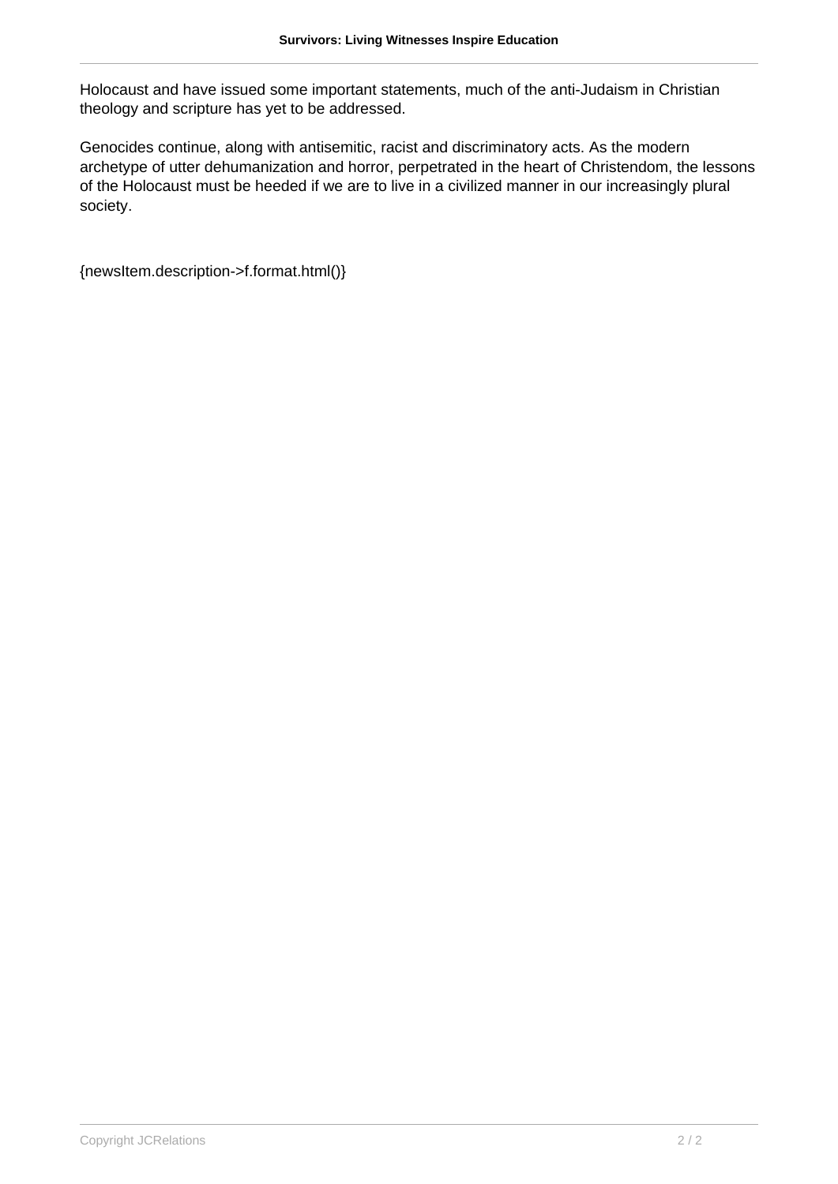Holocaust and have issued some important statements, much of the anti-Judaism in Christian theology and scripture has yet to be addressed.

Genocides continue, along with antisemitic, racist and discriminatory acts. As the modern archetype of utter dehumanization and horror, perpetrated in the heart of Christendom, the lessons of the Holocaust must be heeded if we are to live in a civilized manner in our increasingly plural society.

{newsItem.description->f.format.html()}